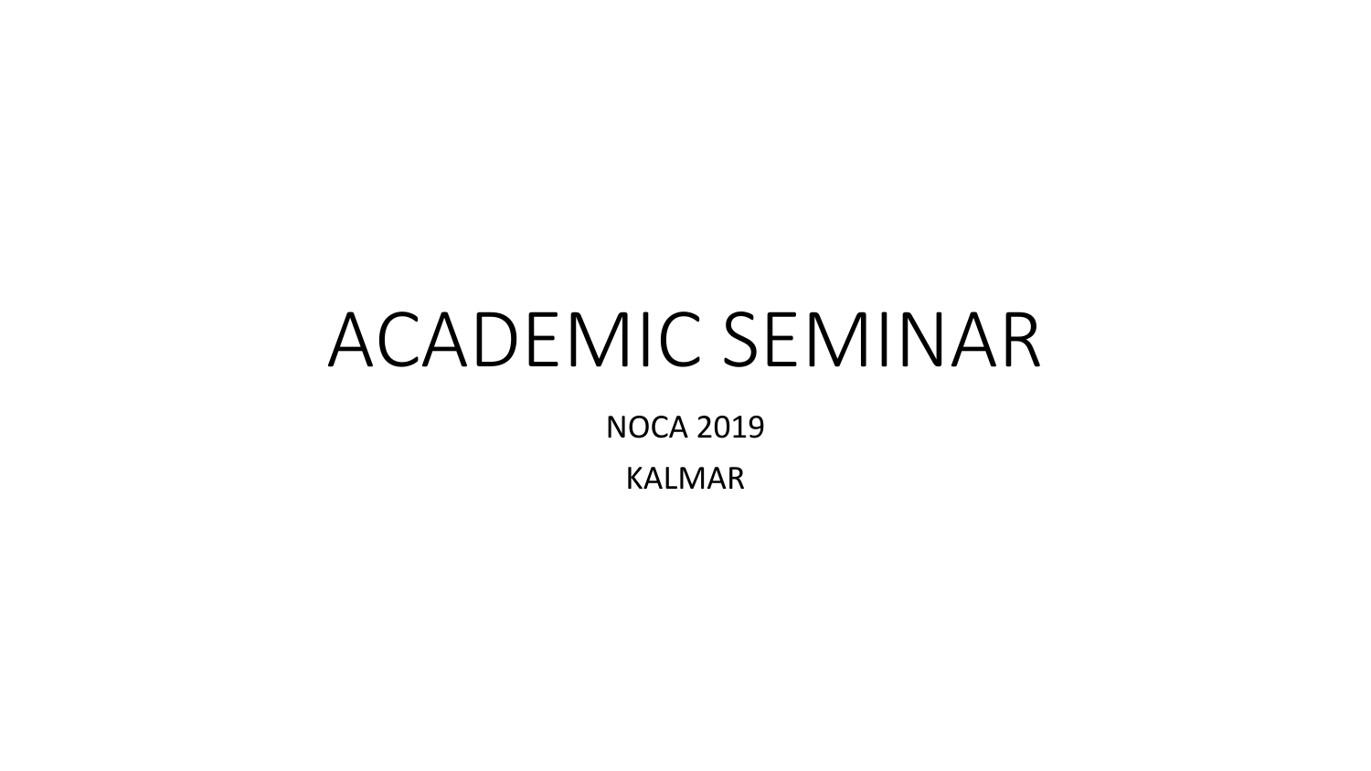# ACADEMIC SEMINAR

NOCA 2019

KALMAR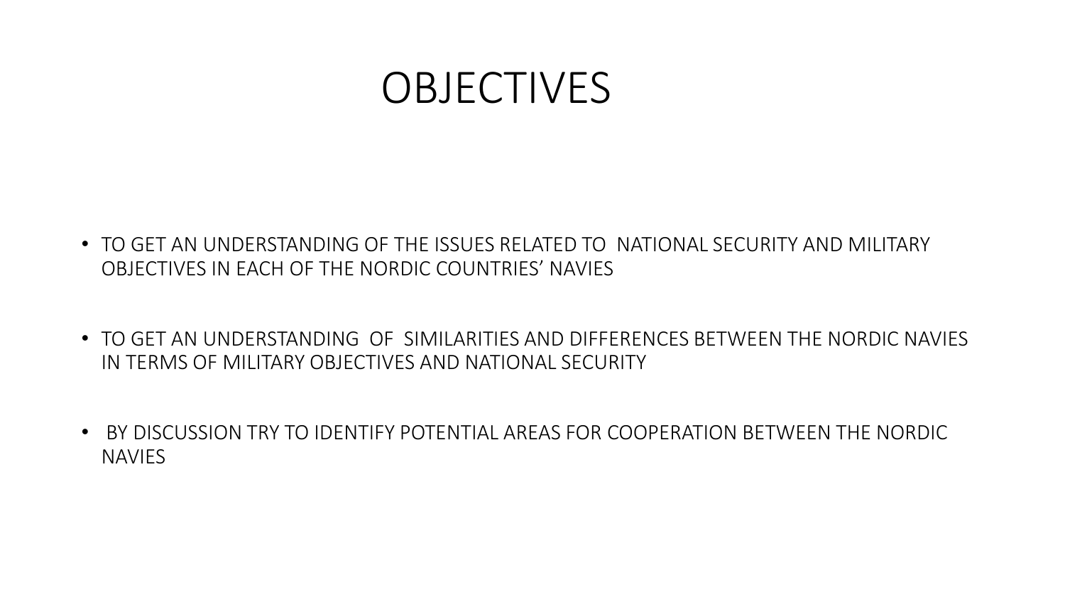# OBJECTIVES

- TO GET AN UNDERSTANDING OF THE ISSUES RELATED TO NATIONAL SECURITY AND MILITARY OBJECTIVES IN EACH OF THE NORDIC COUNTRIES' NAVIES
- TO GET AN UNDERSTANDING OF SIMILARITIES AND DIFFERENCES BETWEEN THE NORDIC NAVIES IN TERMS OF MILITARY OBJECTIVES AND NATIONAL SECURITY
- BY DISCUSSION TRY TO IDENTIFY POTENTIAL AREAS FOR COOPERATION BETWEEN THE NORDIC NAVIES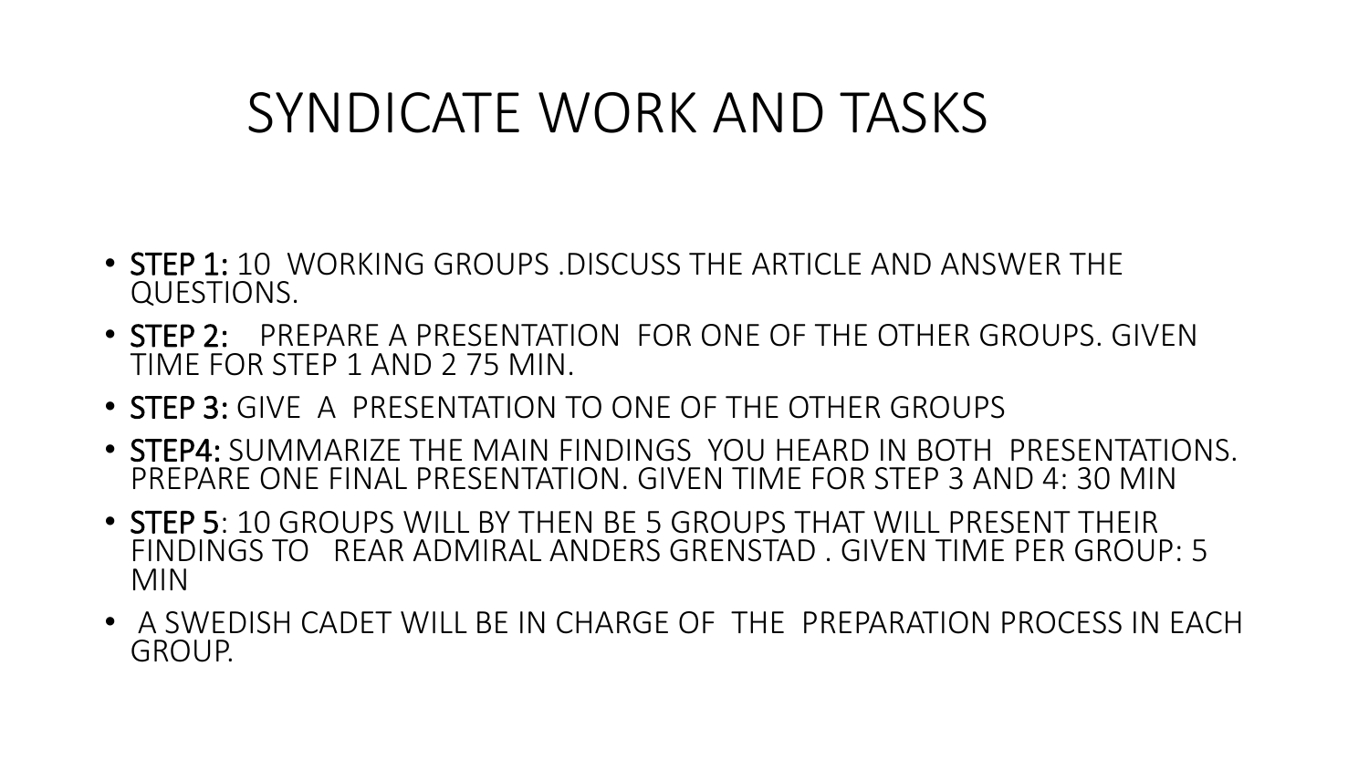# SYNDICATE WORK AND TASKS

- **STEP 1:** 10 WORKING GROUPS .DISCUSS THE ARTICLE AND ANSWER THE QUESTIONS.
- **STEP 2:** PREPARE A PRESENTATION FOR ONE OF THE OTHER GROUPS. GIVEN TIME FOR STEP 1 AND 2 75 MIN.
- **STEP 3:** GIVE A PRESENTATION TO ONE OF THE OTHER GROUPS
- **STEP4:** SUMMARIZE THE MAIN FINDINGS YOU HEARD IN BOTH PRESENTATIONS. PREPARE ONE FINAL PRESENTATION. GIVEN TIME FOR STEP 3 AND 4: 30 MIN
- **STEP 5**: 10 GROUPS WILL BY THEN BE 5 GROUPS THAT WILL PRESENT THEIR FINDINGS TO REAR ADMIRAL ANDERS GRENSTAD . GIVEN TIME PER GROUP: 5 MIN
- A SWEDISH CADET WILL BE IN CHARGE OF THE PREPARATION PROCESS IN EACH GROUP.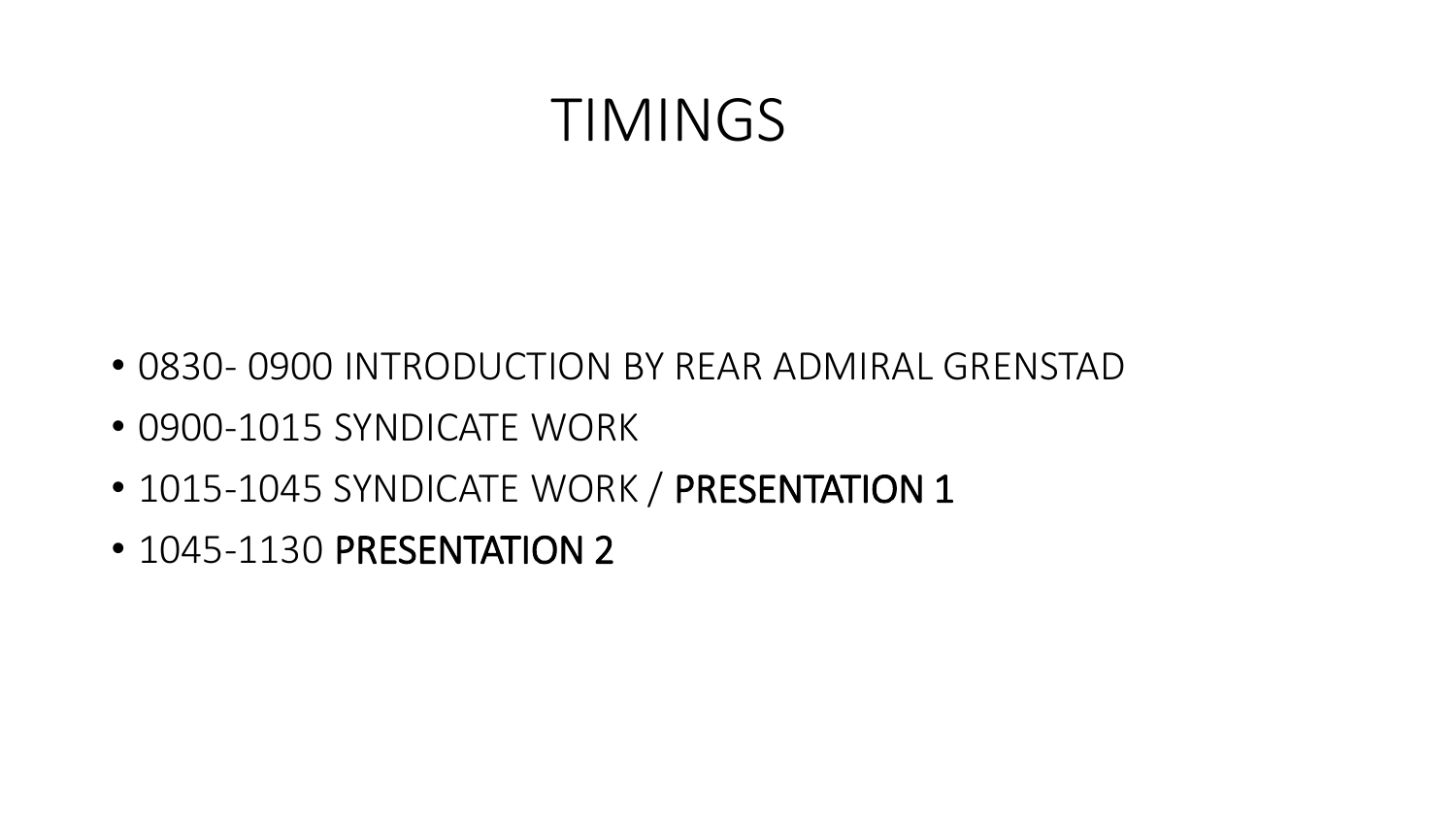# TIMINGS

- 0830- 0900 INTRODUCTION BY REAR ADMIRAL GRENSTAD
- 0900-1015 SYNDICATE WORK
- 1015-1045 SYNDICATE WORK / **PRESENTATION 1**
- 1045-1130 **PRESENTATION 2**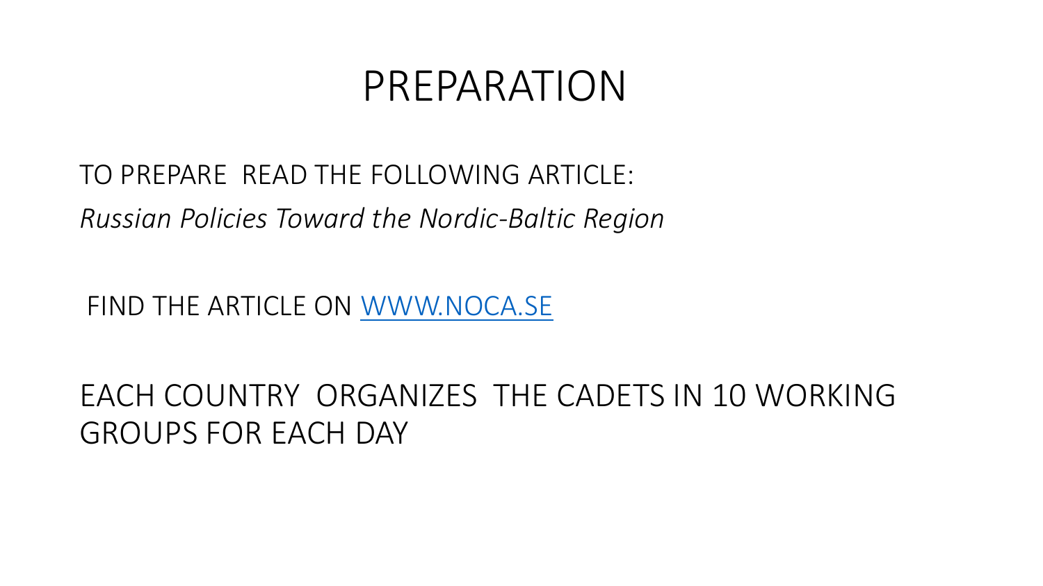# PREPARATION

TO PREPARE READ THE FOLLOWING ARTICLE:

*Russian Policies Toward the Nordic-Baltic Region*

FIND THE ARTICLE ON [WWW.NOCA.SE](http://www.noca.se)

EACH COUNTRY ORGANIZES THE CADETS IN 10 WORKING GROUPS FOR EACH DAY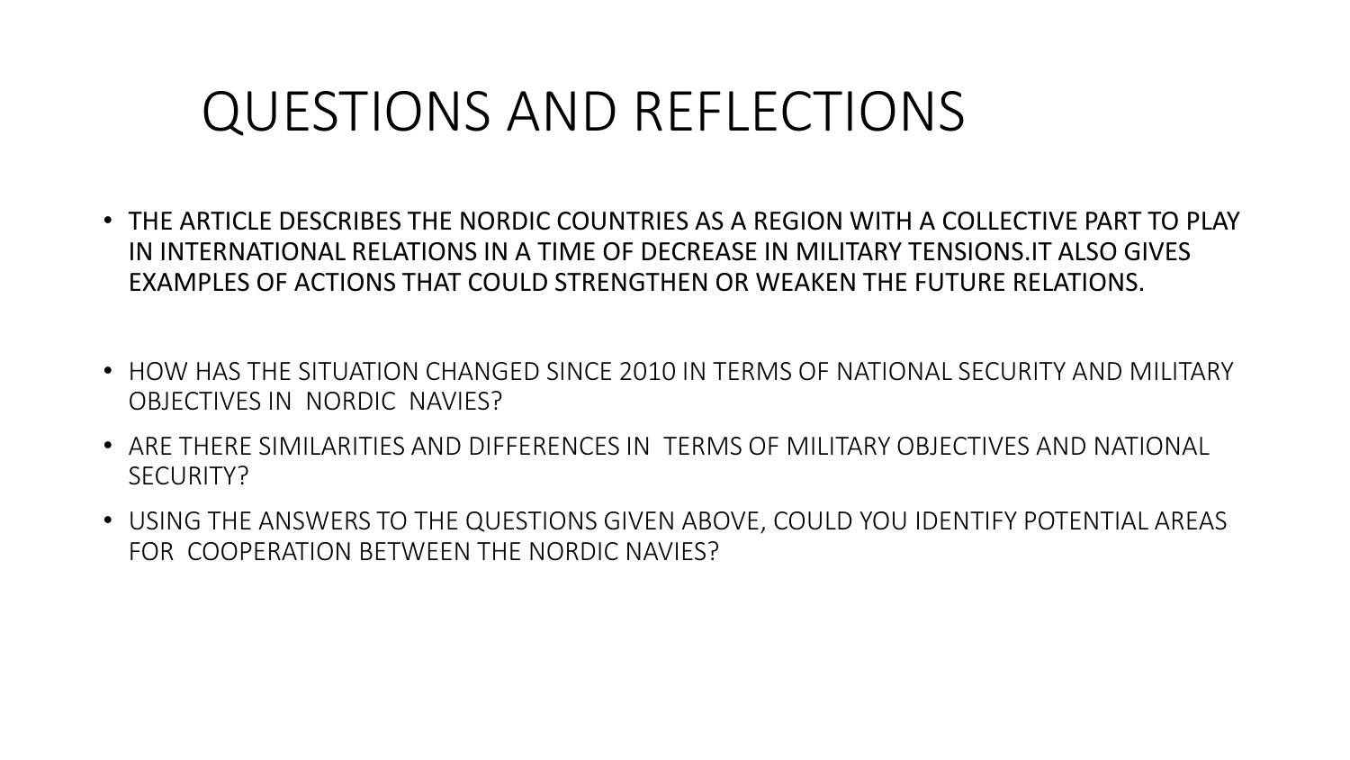# QUESTIONS AND REFLECTIONS

- THE ARTICLE DESCRIBES THE NORDIC COUNTRIES AS A REGION WITH A COLLECTIVE PART TO PLAY IN INTERNATIONAL RELATIONS IN A TIME OF DECREASE IN MILITARY TENSIONS.IT ALSO GIVES EXAMPLES OF ACTIONS THAT COULD STRENGTHEN OR WEAKEN THE FUTURE RELATIONS.

- HOW HAS THE SITUATION CHANGED SINCE 2010 IN TERMS OF NATIONAL SECURITY AND MILITARY OBJECTIVES IN NORDIC NAVIES?
- ARE THERE SIMILARITIES AND DIFFERENCES IN TERMS OF MILITARY OBJECTIVES AND NATIONAL SECURITY?
- USING THE ANSWERS TO THE QUESTIONS GIVEN ABOVE, COULD YOU IDENTIFY POTENTIAL AREAS FOR COOPERATION BETWEEN THE NORDIC NAVIES?